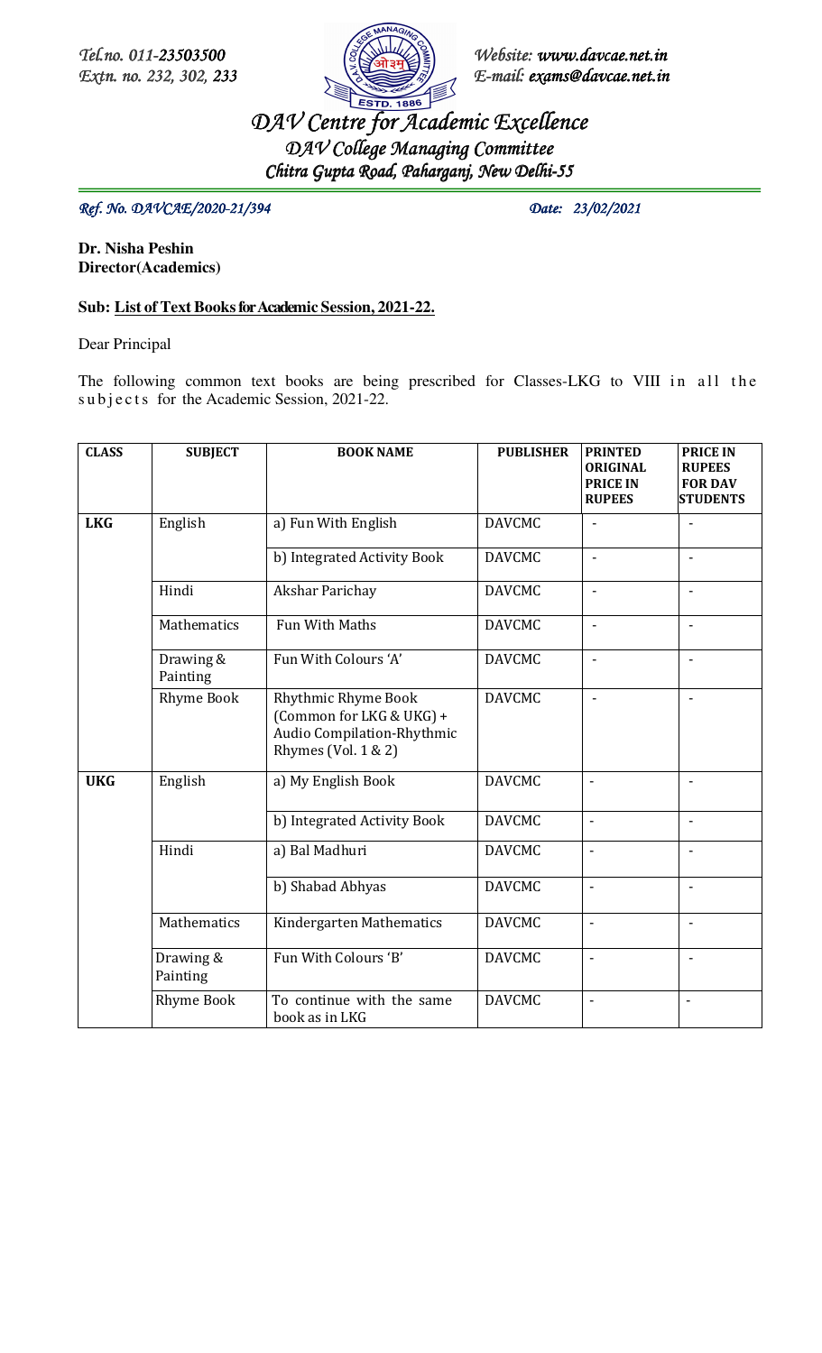Tel.no. 011-23503500
Extn. no. 232, 302, 233

Website: www.davcae.net.in
E-mail: exams@davcae.net.in

# DAV Centre for Academic Excellence

## DAV College Managing Committee

### Chitra Gupta Road, Paharganj, New Delhi-55

Ref. No. DAVCAE/2020-21/394 Date: 23/02/2021

**Dr. Nisha Peshin**
**Director(Academics)**

**Sub: List of Text Books for Academic Session, 2021-22.**

Dear Principal

The following common text books are being prescribed for Classes-LKG to VIII in all the subjects for the Academic Session, 2021-22.

| CLASS | SUBJECT | BOOK NAME | PUBLISHER | PRINTED ORIGINAL PRICE IN RUPEES | PRICE IN RUPEES FOR DAV STUDENTS |
|---|---|---|---|---|---|
| **LKG** | English | a) Fun With English | DAVCMC | - | - |
| | | b) Integrated Activity Book | DAVCMC | - | - |
| | Hindi | Akshar Parichay | DAVCMC | - | - |
| | Mathematics | Fun With Maths | DAVCMC | - | - |
| | Drawing & Painting | Fun With Colours 'A' | DAVCMC | - | - |
| | Rhyme Book | Rhythmic Rhyme Book (Common for LKG & UKG) + Audio Compilation-Rhythmic Rhymes (Vol. 1 & 2) | DAVCMC | - | - |
| **UKG** | English | a) My English Book | DAVCMC | - | - |
| | | b) Integrated Activity Book | DAVCMC | - | - |
| | Hindi | a) Bal Madhuri | DAVCMC | - | - |
| | | b) Shabad Abhyas | DAVCMC | - | - |
| | Mathematics | Kindergarten Mathematics | DAVCMC | - | - |
| | Drawing & Painting | Fun With Colours 'B' | DAVCMC | - | - |
| | Rhyme Book | To continue with the same book as in LKG | DAVCMC | - | - |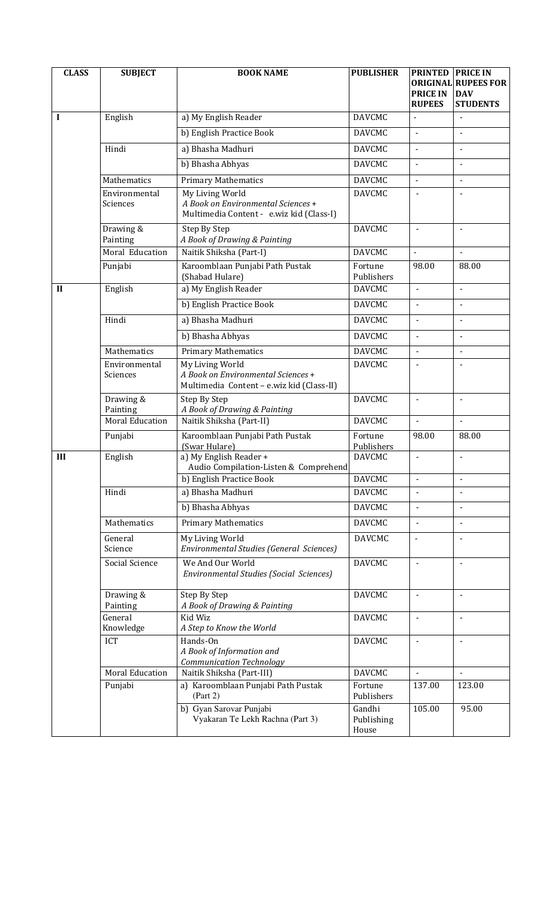| CLASS | SUBJECT | BOOK NAME | PUBLISHER | PRINTED ORIGINAL PRICE IN RUPEES | PRICE IN RUPEES FOR DAV STUDENTS |
|---|---|---|---|---|---|
| I | English | a) My English Reader | DAVCMC | - | - |
| | | b) English Practice Book | DAVCMC | - | - |
| | Hindi | a) Bhasha Madhuri | DAVCMC | - | - |
| | | b) Bhasha Abhyas | DAVCMC | - | - |
| | Mathematics | Primary Mathematics | DAVCMC | - | - |
| | Environmental Sciences | My Living World *A Book on Environmental Sciences +* Multimedia Content - e.wiz kid (Class-I) | DAVCMC | - | - |
| | Drawing & Painting | Step By Step *A Book of Drawing & Painting* | DAVCMC | - | - |
| | Moral Education | Naitik Shiksha (Part-I) | DAVCMC | - | - |
| | Punjabi | Karoomblaan Punjabi Path Pustak (Shabad Hulare) | Fortune Publishers | 98.00 | 88.00 |
| II | English | a) My English Reader | DAVCMC | - | - |
| | | b) English Practice Book | DAVCMC | - | - |
| | Hindi | a) Bhasha Madhuri | DAVCMC | - | - |
| | | b) Bhasha Abhyas | DAVCMC | - | - |
| | Mathematics | Primary Mathematics | DAVCMC | - | - |
| | Environmental Sciences | My Living World *A Book on Environmental Sciences +* Multimedia Content – e.wiz kid (Class-II) | DAVCMC | - | - |
| | Drawing & Painting | Step By Step *A Book of Drawing & Painting* | DAVCMC | - | - |
| | Moral Education | Naitik Shiksha (Part-II) | DAVCMC | - | - |
| | Punjabi | Karoomblaan Punjabi Path Pustak (Swar Hulare) | Fortune Publishers | 98.00 | 88.00 |
| III | English | a) My English Reader + Audio Compilation-Listen & Comprehend | DAVCMC | - | - |
| | | b) English Practice Book | DAVCMC | - | - |
| | Hindi | a) Bhasha Madhuri | DAVCMC | - | - |
| | | b) Bhasha Abhyas | DAVCMC | - | - |
| | Mathematics | Primary Mathematics | DAVCMC | - | - |
| | General Science | My Living World *Environmental Studies (General Sciences)* | DAVCMC | - | - |
| | Social Science | We And Our World *Environmental Studies (Social Sciences)* | DAVCMC | - | - |
| | Drawing & Painting | Step By Step *A Book of Drawing & Painting* | DAVCMC | - | - |
| | General Knowledge | Kid Wiz *A Step to Know the World* | DAVCMC | - | - |
| | ICT | Hands-On *A Book of Information and Communication Technology* | DAVCMC | - | - |
| | Moral Education | Naitik Shiksha (Part-III) | DAVCMC | - | - |
| | Punjabi | a) Karoomblaan Punjabi Path Pustak (Part 2) | Fortune Publishers | 137.00 | 123.00 |
| | | b) Gyan Sarovar Punjabi Vyakaran Te Lekh Rachna (Part 3) | Gandhi Publishing House | 105.00 | 95.00 |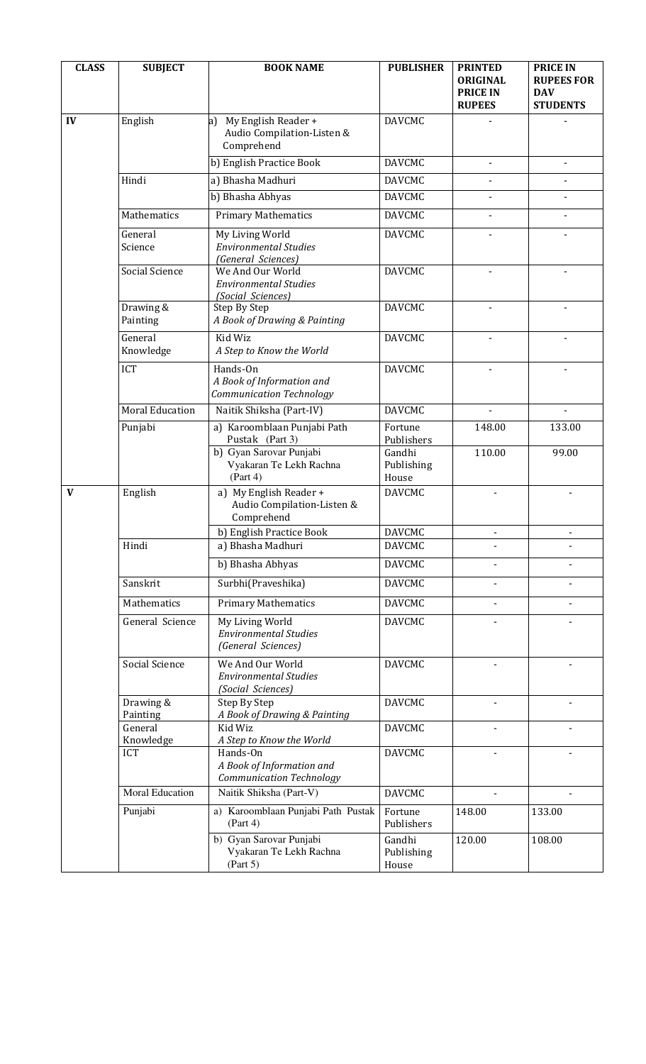| CLASS | SUBJECT | BOOK NAME | PUBLISHER | PRINTED ORIGINAL PRICE IN RUPEES | PRICE IN RUPEES FOR DAV STUDENTS |
|---|---|---|---|---|---|
| IV | English | a) My English Reader + Audio Compilation-Listen & Comprehend | DAVCMC | - | - |
| | | b) English Practice Book | DAVCMC | - | - |
| | Hindi | a) Bhasha Madhuri | DAVCMC | - | - |
| | | b) Bhasha Abhyas | DAVCMC | - | - |
| | Mathematics | Primary Mathematics | DAVCMC | - | - |
| | General Science | My Living World *Environmental Studies (General Sciences)* | DAVCMC | - | - |
| | Social Science | We And Our World *Environmental Studies (Social Sciences)* | DAVCMC | - | - |
| | Drawing & Painting | Step By Step *A Book of Drawing & Painting* | DAVCMC | - | - |
| | General Knowledge | Kid Wiz *A Step to Know the World* | DAVCMC | - | - |
| | ICT | Hands-On *A Book of Information and Communication Technology* | DAVCMC | - | - |
| | Moral Education | Naitik Shiksha (Part-IV) | DAVCMC | - | - |
| | Punjabi | a) Karoomblaan Punjabi Path Pustak (Part 3) | Fortune Publishers | 148.00 | 133.00 |
| | | b) Gyan Sarovar Punjabi Vyakaran Te Lekh Rachna (Part 4) | Gandhi Publishing House | 110.00 | 99.00 |
| V | English | a) My English Reader + Audio Compilation-Listen & Comprehend | DAVCMC | - | - |
| | | b) English Practice Book | DAVCMC | - | - |
| | Hindi | a) Bhasha Madhuri | DAVCMC | - | - |
| | | b) Bhasha Abhyas | DAVCMC | - | - |
| | Sanskrit | Surbhi(Praveshika) | DAVCMC | - | - |
| | Mathematics | Primary Mathematics | DAVCMC | - | - |
| | General Science | My Living World *Environmental Studies (General Sciences)* | DAVCMC | - | - |
| | Social Science | We And Our World *Environmental Studies (Social Sciences)* | DAVCMC | - | - |
| | Drawing & Painting | Step By Step *A Book of Drawing & Painting* | DAVCMC | - | - |
| | General Knowledge | Kid Wiz *A Step to Know the World* | DAVCMC | - | - |
| | ICT | Hands-On *A Book of Information and Communication Technology* | DAVCMC | - | - |
| | Moral Education | Naitik Shiksha (Part-V) | DAVCMC | - | - |
| | Punjabi | a) Karoomblaan Punjabi Path Pustak (Part 4) | Fortune Publishers | 148.00 | 133.00 |
| | | b) Gyan Sarovar Punjabi Vyakaran Te Lekh Rachna (Part 5) | Gandhi Publishing House | 120.00 | 108.00 |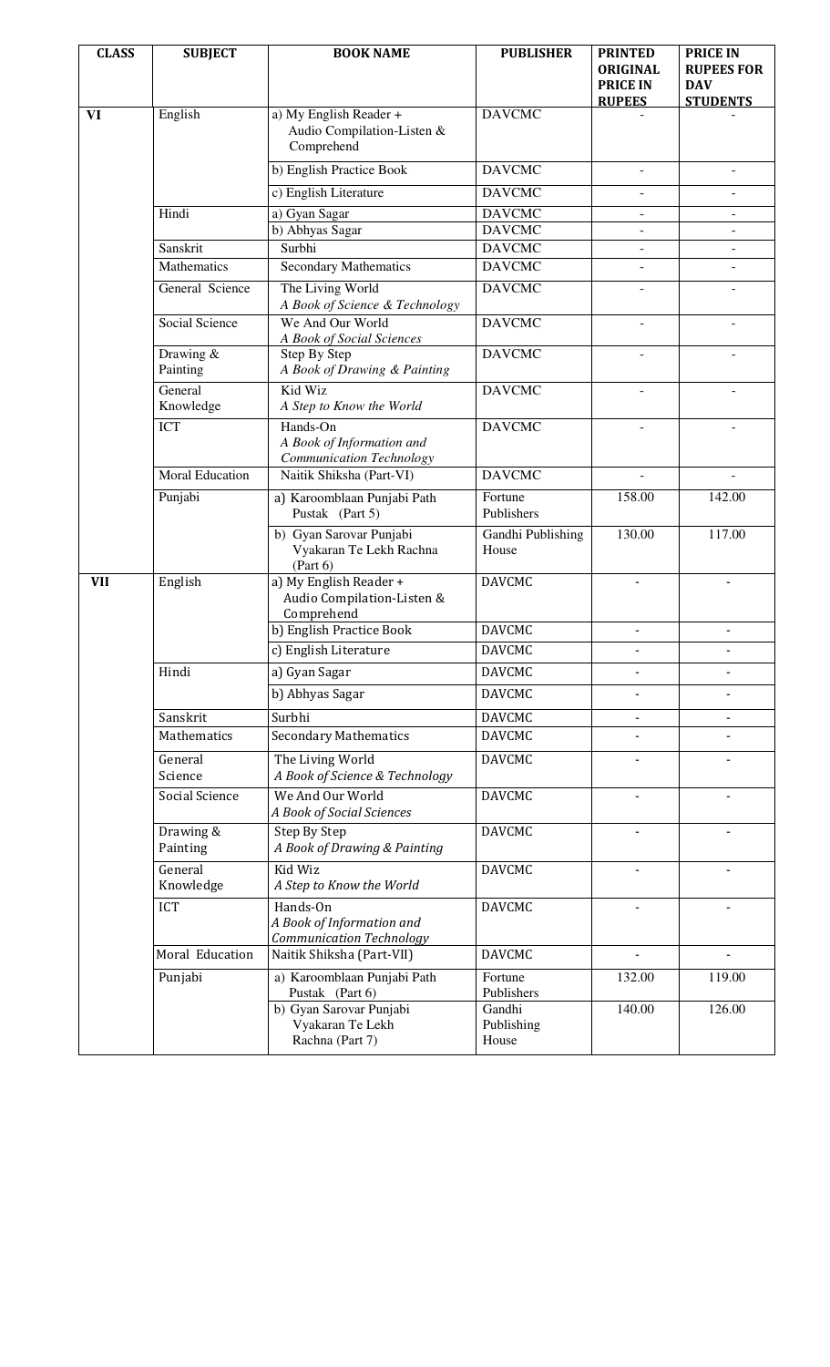| CLASS | SUBJECT | BOOK NAME | PUBLISHER | PRINTED ORIGINAL PRICE IN RUPEES | PRICE IN RUPEES FOR DAV STUDENTS |
|---|---|---|---|---|---|
| VI | English | a) My English Reader + Audio Compilation-Listen & Comprehend | DAVCMC | - | - |
| | | b) English Practice Book | DAVCMC | - | - |
| | | c) English Literature | DAVCMC | - | - |
| | Hindi | a) Gyan Sagar | DAVCMC | - | - |
| | | b) Abhyas Sagar | DAVCMC | - | - |
| | Sanskrit | Surbhi | DAVCMC | - | - |
| | Mathematics | Secondary Mathematics | DAVCMC | - | - |
| | General Science | The Living World *A Book of Science & Technology* | DAVCMC | - | - |
| | Social Science | We And Our World *A Book of Social Sciences* | DAVCMC | - | - |
| | Drawing & Painting | Step By Step *A Book of Drawing & Painting* | DAVCMC | - | - |
| | General Knowledge | Kid Wiz *A Step to Know the World* | DAVCMC | - | - |
| | ICT | Hands-On *A Book of Information and Communication Technology* | DAVCMC | - | - |
| | Moral Education | Naitik Shiksha (Part-VI) | DAVCMC | - | - |
| | Punjabi | a) Karoomblaan Punjabi Path Pustak (Part 5) | Fortune Publishers | 158.00 | 142.00 |
| | | b) Gyan Sarovar Punjabi Vyakaran Te Lekh Rachna (Part 6) | Gandhi Publishing House | 130.00 | 117.00 |
| VII | English | a) My English Reader + Audio Compilation-Listen & Comprehend | DAVCMC | - | - |
| | | b) English Practice Book | DAVCMC | - | - |
| | | c) English Literature | DAVCMC | - | - |
| | Hindi | a) Gyan Sagar | DAVCMC | - | - |
| | | b) Abhyas Sagar | DAVCMC | - | - |
| | Sanskrit | Surbhi | DAVCMC | - | - |
| | Mathematics | Secondary Mathematics | DAVCMC | - | - |
| | General Science | The Living World *A Book of Science & Technology* | DAVCMC | - | - |
| | Social Science | We And Our World *A Book of Social Sciences* | DAVCMC | - | - |
| | Drawing & Painting | Step By Step *A Book of Drawing & Painting* | DAVCMC | - | - |
| | General Knowledge | Kid Wiz *A Step to Know the World* | DAVCMC | - | - |
| | ICT | Hands-On *A Book of Information and Communication Technology* | DAVCMC | - | - |
| | Moral Education | Naitik Shiksha (Part-VII) | DAVCMC | - | - |
| | Punjabi | a) Karoomblaan Punjabi Path Pustak (Part 6) | Fortune Publishers | 132.00 | 119.00 |
| | | b) Gyan Sarovar Punjabi Vyakaran Te Lekh Rachna (Part 7) | Gandhi Publishing House | 140.00 | 126.00 |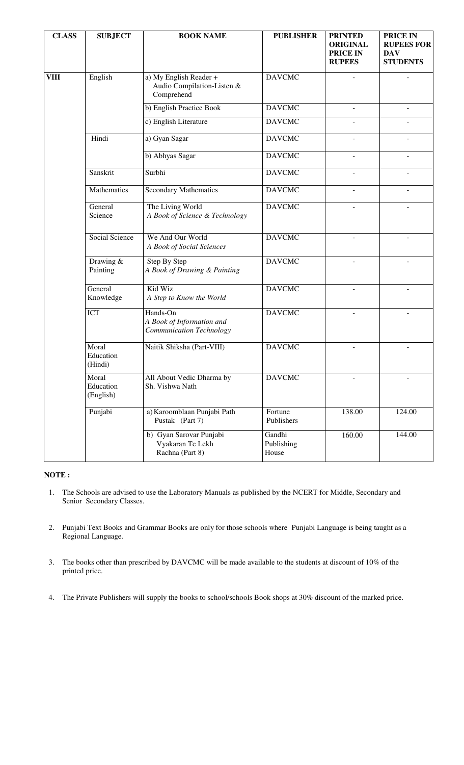| CLASS | SUBJECT | BOOK NAME | PUBLISHER | PRINTED ORIGINAL PRICE IN RUPEES | PRICE IN RUPEES FOR DAV STUDENTS |
|---|---|---|---|---|---|
| VIII | English | a) My English Reader + Audio Compilation-Listen & Comprehend | DAVCMC | - | - |
| | | b) English Practice Book | DAVCMC | - | - |
| | | c) English Literature | DAVCMC | - | - |
| | Hindi | a) Gyan Sagar | DAVCMC | - | - |
| | | b) Abhyas Sagar | DAVCMC | - | - |
| | Sanskrit | Surbhi | DAVCMC | - | - |
| | Mathematics | Secondary Mathematics | DAVCMC | - | - |
| | General Science | The Living World *A Book of Science & Technology* | DAVCMC | - | - |
| | Social Science | We And Our World *A Book of Social Sciences* | DAVCMC | - | - |
| | Drawing & Painting | Step By Step *A Book of Drawing & Painting* | DAVCMC | - | - |
| | General Knowledge | Kid Wiz *A Step to Know the World* | DAVCMC | - | - |
| | ICT | Hands-On *A Book of Information and Communication Technology* | DAVCMC | - | - |
| | Moral Education (Hindi) | Naitik Shiksha (Part-VIII) | DAVCMC | - | - |
| | Moral Education (English) | All About Vedic Dharma by Sh. Vishwa Nath | DAVCMC | - | - |
| | Punjabi | a) Karoomblaan Punjabi Path Pustak (Part 7) | Fortune Publishers | 138.00 | 124.00 |
| | | b) Gyan Sarovar Punjabi Vyakaran Te Lekh Rachna (Part 8) | Gandhi Publishing House | 160.00 | 144.00 |

**NOTE :**

1. The Schools are advised to use the Laboratory Manuals as published by the NCERT for Middle, Secondary and Senior Secondary Classes.
2. Punjabi Text Books and Grammar Books are only for those schools where Punjabi Language is being taught as a Regional Language.
3. The books other than prescribed by DAVCMC will be made available to the students at discount of 10% of the printed price.
4. The Private Publishers will supply the books to school/schools Book shops at 30% discount of the marked price.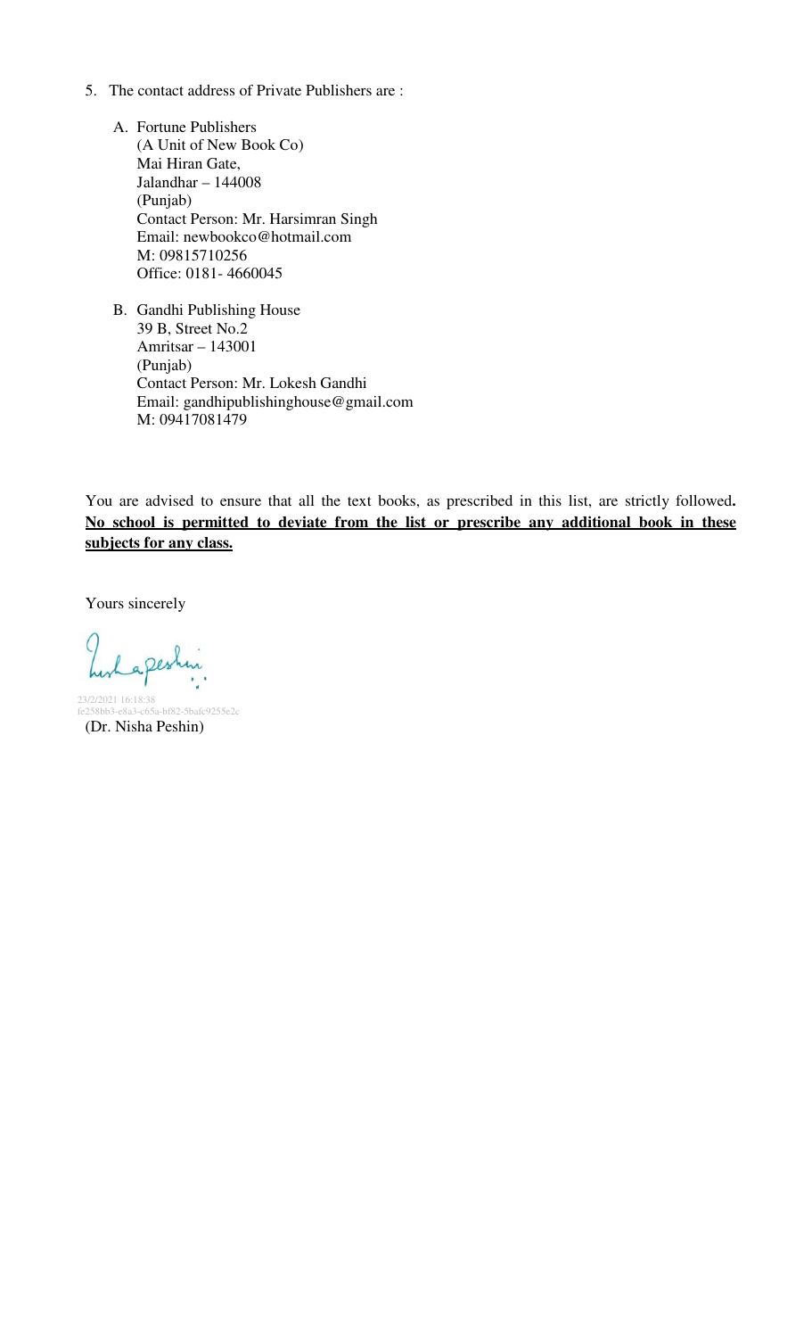5. The contact address of Private Publishers are :

   A. Fortune Publishers
      (A Unit of New Book Co)
      Mai Hiran Gate,
      Jalandhar – 144008
      (Punjab)
      Contact Person: Mr. Harsimran Singh
      Email: newbookco@hotmail.com
      M: 09815710256
      Office: 0181- 4660045

   B. Gandhi Publishing House
      39 B, Street No.2
      Amritsar – 143001
      (Punjab)
      Contact Person: Mr. Lokesh Gandhi
      Email: gandhipublishinghouse@gmail.com
      M: 09417081479

You are advised to ensure that all the text books, as prescribed in this list, are strictly followed**.** **No school is permitted to deviate from the list or prescribe any additional book in these subjects for any class.**

Yours sincerely

23/2/2021 16:18:38
fe258bb3-e8a3-c65a-bf82-5bafc9255e2c

(Dr. Nisha Peshin)